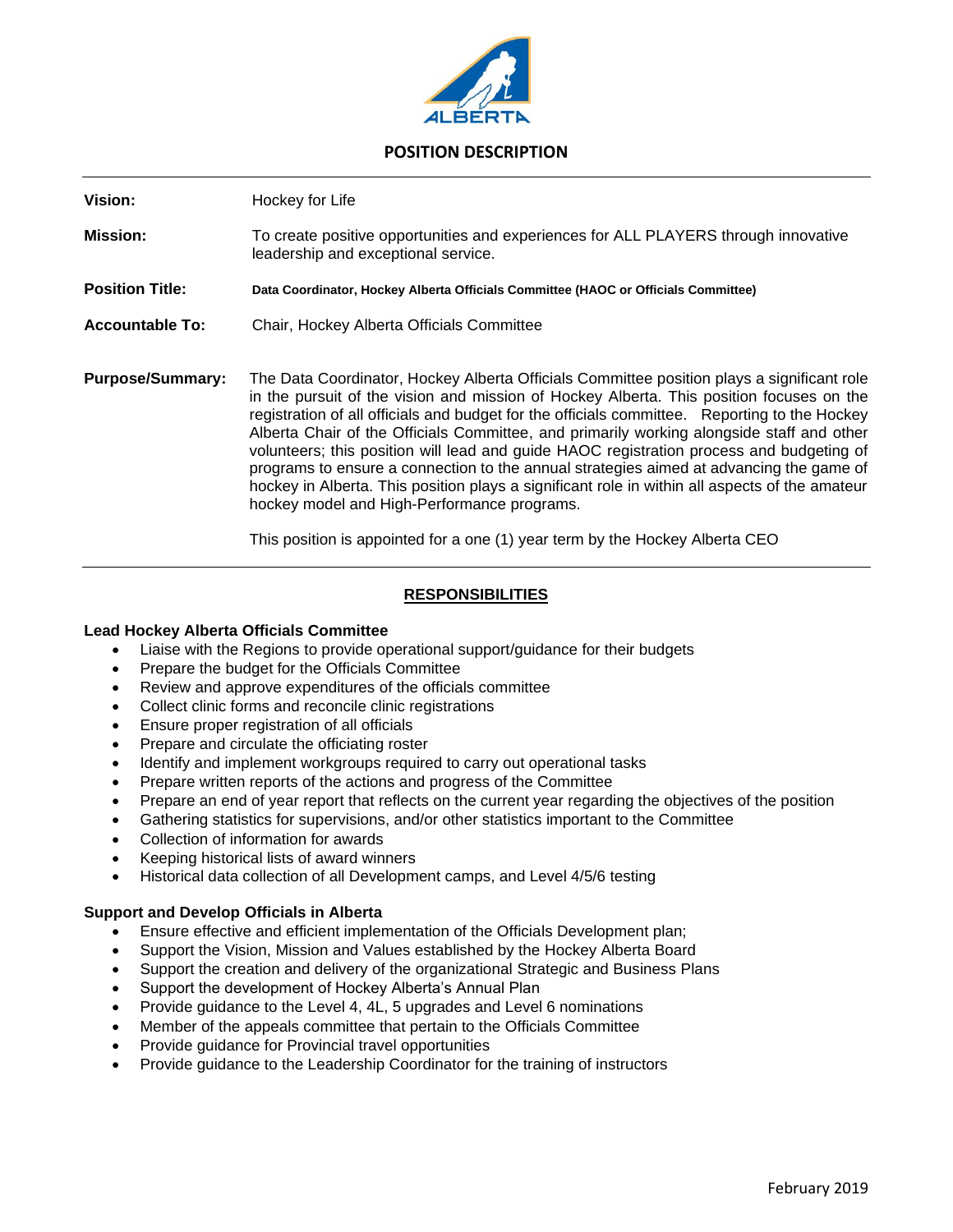# POSITION DESCRIPTION

**Vision:** Hockey for Life

**Mission:** To create positive opportunities and experiences for ALL PLAYERS through innovative leadership and exceptional service.

**Position Title:** **Data Coordinator, Hockey Alberta Officials Committee (HAOC or Officials Committee)**

**Accountable To:** Chair, Hockey Alberta Officials Committee

**Purpose/Summary:** The Data Coordinator, Hockey Alberta Officials Committee position plays a significant role in the pursuit of the vision and mission of Hockey Alberta. This position focuses on the registration of all officials and budget for the officials committee. Reporting to the Hockey Alberta Chair of the Officials Committee, and primarily working alongside staff and other volunteers; this position will lead and guide HAOC registration process and budgeting of programs to ensure a connection to the annual strategies aimed at advancing the game of hockey in Alberta. This position plays a significant role in within all aspects of the amateur hockey model and High-Performance programs.

This position is appointed for a one (1) year term by the Hockey Alberta CEO

## RESPONSIBILITIES

### Lead Hockey Alberta Officials Committee

- Liaise with the Regions to provide operational support/guidance for their budgets
- Prepare the budget for the Officials Committee
- Review and approve expenditures of the officials committee
- Collect clinic forms and reconcile clinic registrations
- Ensure proper registration of all officials
- Prepare and circulate the officiating roster
- Identify and implement workgroups required to carry out operational tasks
- Prepare written reports of the actions and progress of the Committee
- Prepare an end of year report that reflects on the current year regarding the objectives of the position
- Gathering statistics for supervisions, and/or other statistics important to the Committee
- Collection of information for awards
- Keeping historical lists of award winners
- Historical data collection of all Development camps, and Level 4/5/6 testing

### Support and Develop Officials in Alberta

- Ensure effective and efficient implementation of the Officials Development plan;
- Support the Vision, Mission and Values established by the Hockey Alberta Board
- Support the creation and delivery of the organizational Strategic and Business Plans
- Support the development of Hockey Alberta's Annual Plan
- Provide guidance to the Level 4, 4L, 5 upgrades and Level 6 nominations
- Member of the appeals committee that pertain to the Officials Committee
- Provide guidance for Provincial travel opportunities
- Provide guidance to the Leadership Coordinator for the training of instructors

February 2019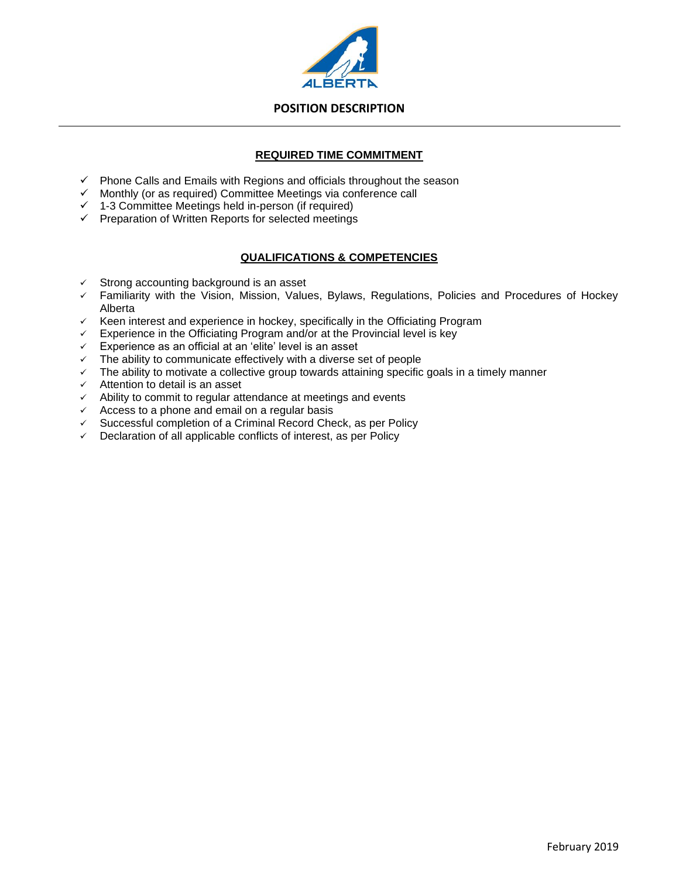# POSITION DESCRIPTION

## REQUIRED TIME COMMITMENT

- ✓ Phone Calls and Emails with Regions and officials throughout the season
- ✓ Monthly (or as required) Committee Meetings via conference call
- ✓ 1-3 Committee Meetings held in-person (if required)
- ✓ Preparation of Written Reports for selected meetings

## QUALIFICATIONS & COMPETENCIES

- ✓ Strong accounting background is an asset
- ✓ Familiarity with the Vision, Mission, Values, Bylaws, Regulations, Policies and Procedures of Hockey Alberta
- ✓ Keen interest and experience in hockey, specifically in the Officiating Program
- ✓ Experience in the Officiating Program and/or at the Provincial level is key
- ✓ Experience as an official at an 'elite' level is an asset
- ✓ The ability to communicate effectively with a diverse set of people
- ✓ The ability to motivate a collective group towards attaining specific goals in a timely manner
- ✓ Attention to detail is an asset
- ✓ Ability to commit to regular attendance at meetings and events
- ✓ Access to a phone and email on a regular basis
- ✓ Successful completion of a Criminal Record Check, as per Policy
- ✓ Declaration of all applicable conflicts of interest, as per Policy

February 2019